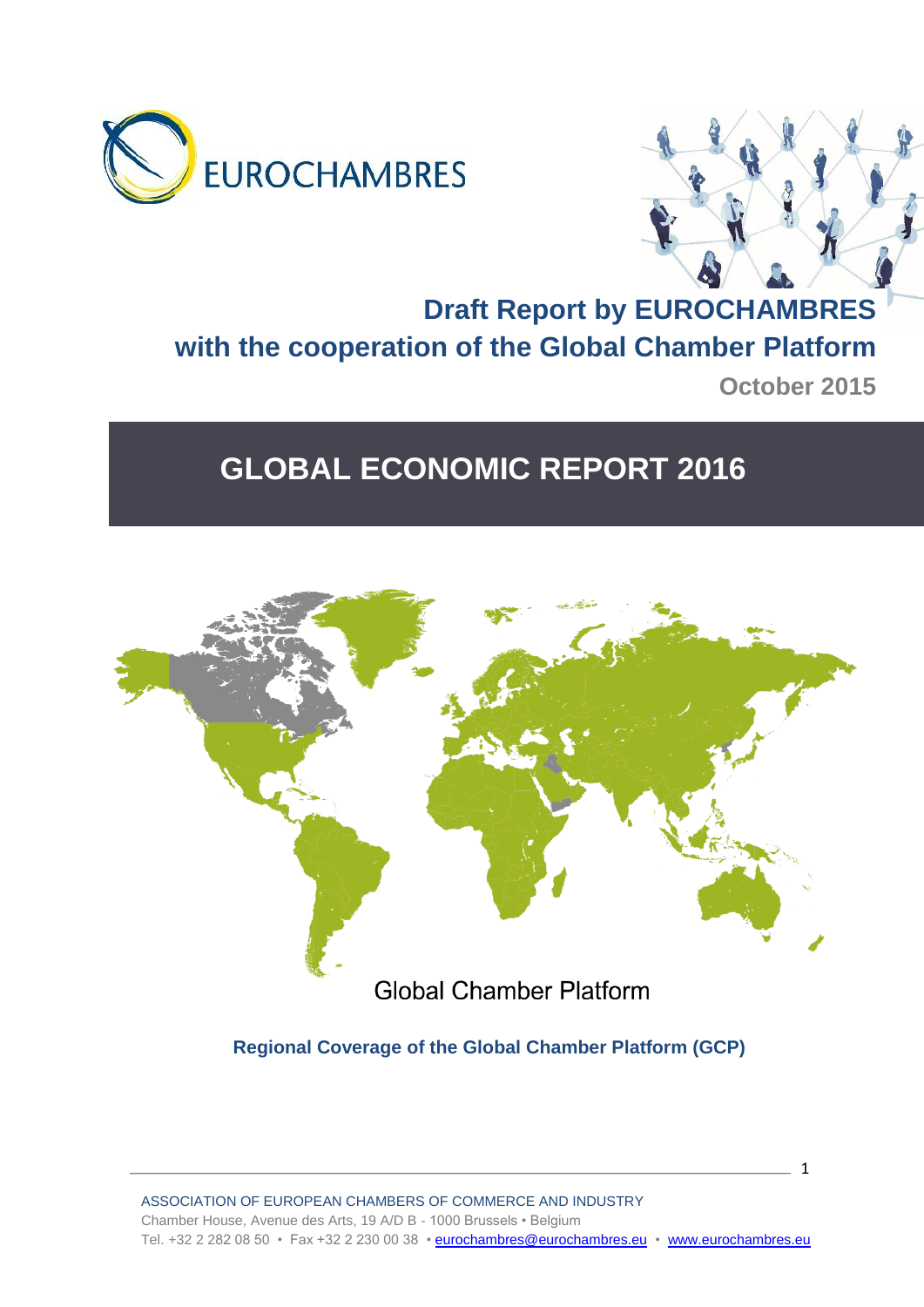EUROCHAMBRES

**Draft Report by EUROCHAMBRES**
**with the cooperation of the Global Chamber Platform**

**October 2015**

# GLOBAL ECONOMIC REPORT 2016

Global Chamber Platform

**Regional Coverage of the Global Chamber Platform (GCP)**

ASSOCIATION OF EUROPEAN CHAMBERS OF COMMERCE AND INDUSTRY
Chamber House, Avenue des Arts, 19 A/D B - 1000 Brussels • Belgium
Tel. +32 2 282 08 50 • Fax +32 2 230 00 38 • eurochambres@eurochambres.eu • www.eurochambres.eu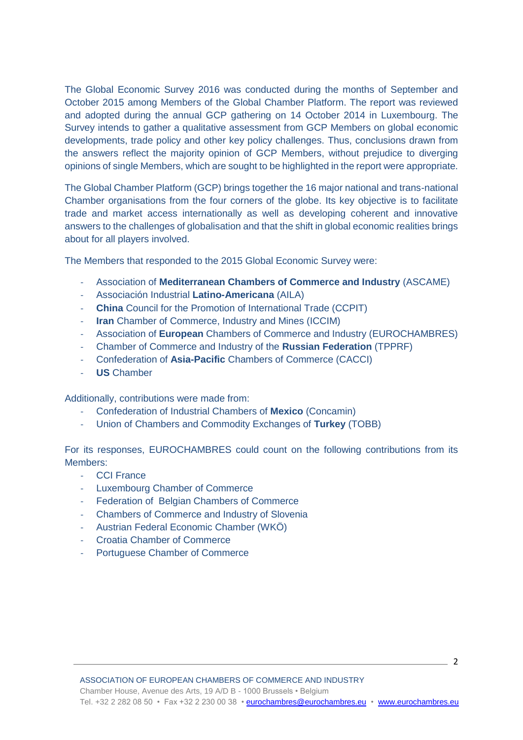The Global Economic Survey 2016 was conducted during the months of September and October 2015 among Members of the Global Chamber Platform. The report was reviewed and adopted during the annual GCP gathering on 14 October 2014 in Luxembourg. The Survey intends to gather a qualitative assessment from GCP Members on global economic developments, trade policy and other key policy challenges. Thus, conclusions drawn from the answers reflect the majority opinion of GCP Members, without prejudice to diverging opinions of single Members, which are sought to be highlighted in the report were appropriate.

The Global Chamber Platform (GCP) brings together the 16 major national and trans-national Chamber organisations from the four corners of the globe. Its key objective is to facilitate trade and market access internationally as well as developing coherent and innovative answers to the challenges of globalisation and that the shift in global economic realities brings about for all players involved.

The Members that responded to the 2015 Global Economic Survey were:

- Association of **Mediterranean Chambers of Commerce and Industry** (ASCAME)
- Associación Industrial **Latino-Americana** (AILA)
- **China** Council for the Promotion of International Trade (CCPIT)
- **Iran** Chamber of Commerce, Industry and Mines (ICCIM)
- Association of **European** Chambers of Commerce and Industry (EUROCHAMBRES)
- Chamber of Commerce and Industry of the **Russian Federation** (TPPRF)
- Confederation of **Asia-Pacific** Chambers of Commerce (CACCI)
- **US** Chamber

Additionally, contributions were made from:

- Confederation of Industrial Chambers of **Mexico** (Concamin)
- Union of Chambers and Commodity Exchanges of **Turkey** (TOBB)

For its responses, EUROCHAMBRES could count on the following contributions from its Members:

- CCI France
- Luxembourg Chamber of Commerce
- Federation of Belgian Chambers of Commerce
- Chambers of Commerce and Industry of Slovenia
- Austrian Federal Economic Chamber (WKÖ)
- Croatia Chamber of Commerce
- Portuguese Chamber of Commerce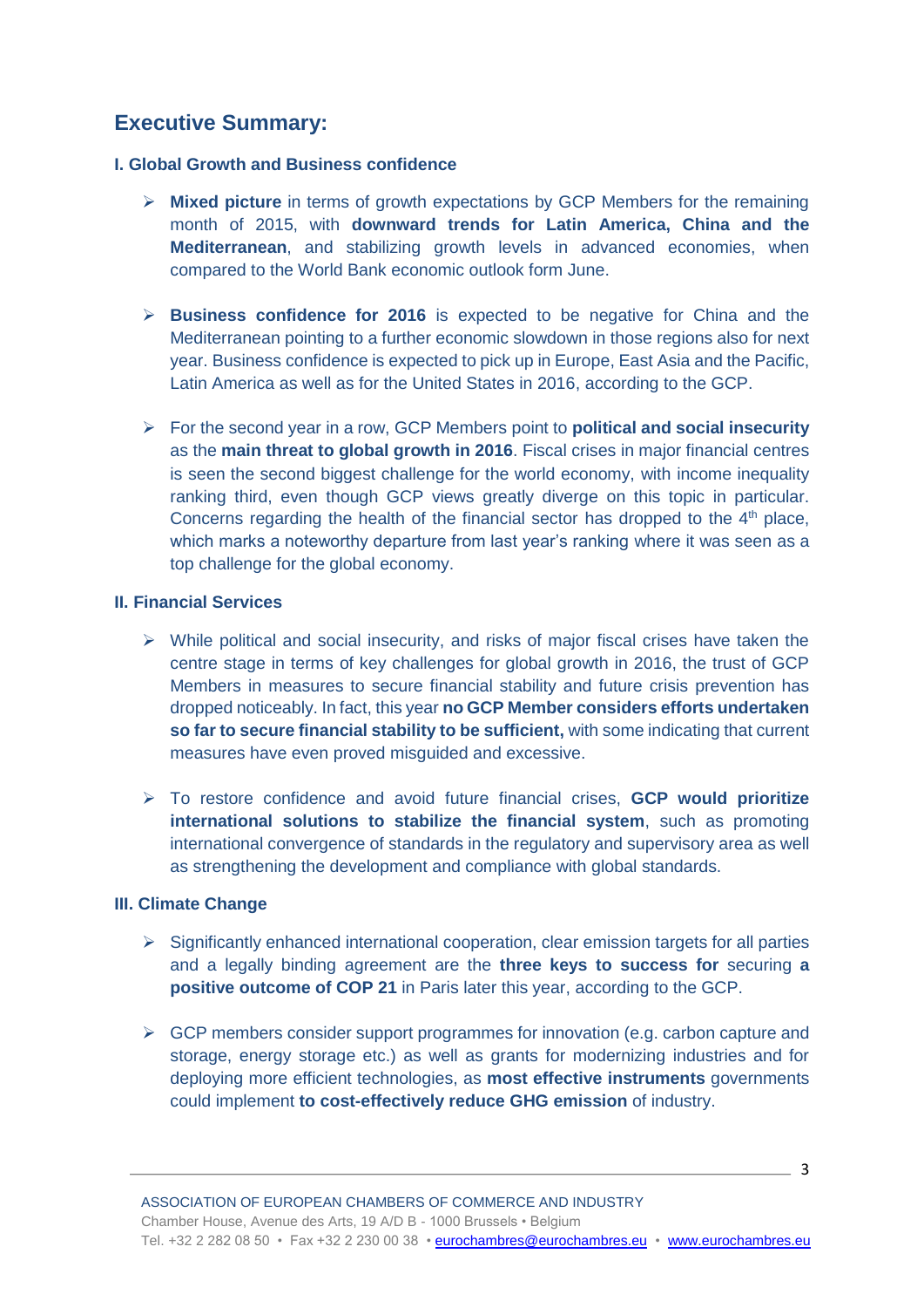## Executive Summary:

### I. Global Growth and Business confidence

- **Mixed picture** in terms of growth expectations by GCP Members for the remaining month of 2015, with **downward trends for Latin America, China and the Mediterranean**, and stabilizing growth levels in advanced economies, when compared to the World Bank economic outlook form June.

- **Business confidence for 2016** is expected to be negative for China and the Mediterranean pointing to a further economic slowdown in those regions also for next year. Business confidence is expected to pick up in Europe, East Asia and the Pacific, Latin America as well as for the United States in 2016, according to the GCP.

- For the second year in a row, GCP Members point to **political and social insecurity** as the **main threat to global growth in 2016**. Fiscal crises in major financial centres is seen the second biggest challenge for the world economy, with income inequality ranking third, even though GCP views greatly diverge on this topic in particular. Concerns regarding the health of the financial sector has dropped to the 4th place, which marks a noteworthy departure from last year's ranking where it was seen as a top challenge for the global economy.

### II. Financial Services

- While political and social insecurity, and risks of major fiscal crises have taken the centre stage in terms of key challenges for global growth in 2016, the trust of GCP Members in measures to secure financial stability and future crisis prevention has dropped noticeably. In fact, this year **no GCP Member considers efforts undertaken so far to secure financial stability to be sufficient,** with some indicating that current measures have even proved misguided and excessive.

- To restore confidence and avoid future financial crises, **GCP would prioritize international solutions to stabilize the financial system**, such as promoting international convergence of standards in the regulatory and supervisory area as well as strengthening the development and compliance with global standards.

### III. Climate Change

- Significantly enhanced international cooperation, clear emission targets for all parties and a legally binding agreement are the **three keys to success for** securing **a positive outcome of COP 21** in Paris later this year, according to the GCP.

- GCP members consider support programmes for innovation (e.g. carbon capture and storage, energy storage etc.) as well as grants for modernizing industries and for deploying more efficient technologies, as **most effective instruments** governments could implement **to cost-effectively reduce GHG emission** of industry.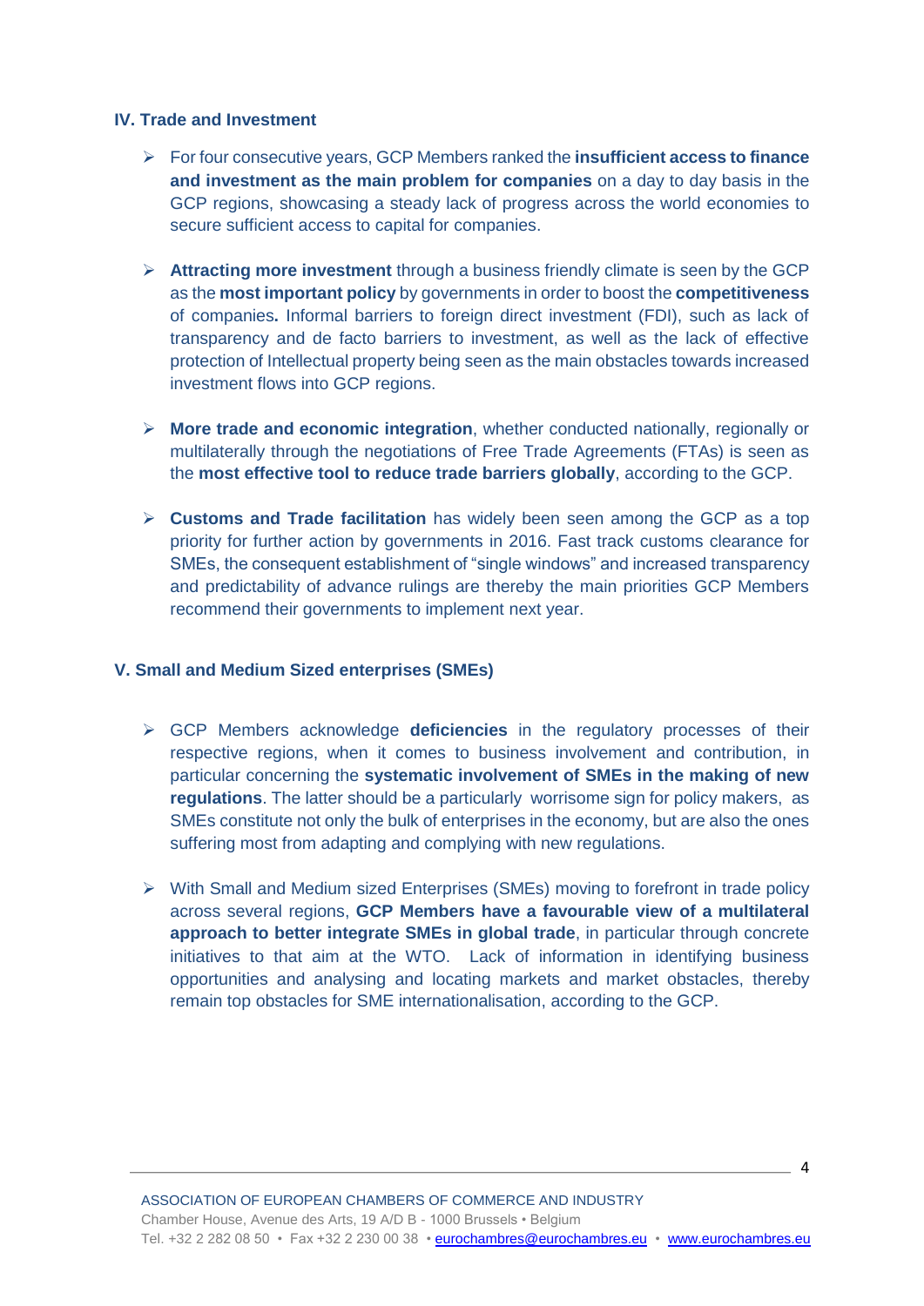## IV. Trade and Investment

- For four consecutive years, GCP Members ranked the **insufficient access to finance and investment as the main problem for companies** on a day to day basis in the GCP regions, showcasing a steady lack of progress across the world economies to secure sufficient access to capital for companies.

- **Attracting more investment** through a business friendly climate is seen by the GCP as the **most important policy** by governments in order to boost the **competitiveness** of companies**.** Informal barriers to foreign direct investment (FDI), such as lack of transparency and de facto barriers to investment, as well as the lack of effective protection of Intellectual property being seen as the main obstacles towards increased investment flows into GCP regions.

- **More trade and economic integration**, whether conducted nationally, regionally or multilaterally through the negotiations of Free Trade Agreements (FTAs) is seen as the **most effective tool to reduce trade barriers globally**, according to the GCP.

- **Customs and Trade facilitation** has widely been seen among the GCP as a top priority for further action by governments in 2016. Fast track customs clearance for SMEs, the consequent establishment of "single windows" and increased transparency and predictability of advance rulings are thereby the main priorities GCP Members recommend their governments to implement next year.

## V. Small and Medium Sized enterprises (SMEs)

- GCP Members acknowledge **deficiencies** in the regulatory processes of their respective regions, when it comes to business involvement and contribution, in particular concerning the **systematic involvement of SMEs in the making of new regulations**. The latter should be a particularly worrisome sign for policy makers, as SMEs constitute not only the bulk of enterprises in the economy, but are also the ones suffering most from adapting and complying with new regulations.

- With Small and Medium sized Enterprises (SMEs) moving to forefront in trade policy across several regions, **GCP Members have a favourable view of a multilateral approach to better integrate SMEs in global trade**, in particular through concrete initiatives to that aim at the WTO. Lack of information in identifying business opportunities and analysing and locating markets and market obstacles, thereby remain top obstacles for SME internationalisation, according to the GCP.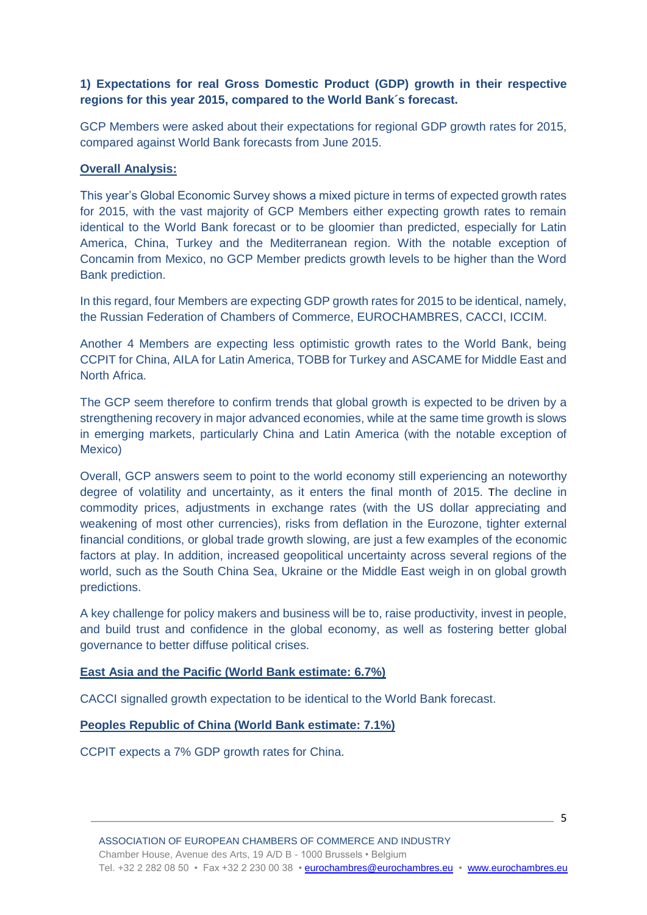**1) Expectations for real Gross Domestic Product (GDP) growth in their respective regions for this year 2015, compared to the World Bank´s forecast.**

GCP Members were asked about their expectations for regional GDP growth rates for 2015, compared against World Bank forecasts from June 2015.

**Overall Analysis:**

This year's Global Economic Survey shows a mixed picture in terms of expected growth rates for 2015, with the vast majority of GCP Members either expecting growth rates to remain identical to the World Bank forecast or to be gloomier than predicted, especially for Latin America, China, Turkey and the Mediterranean region. With the notable exception of Concamin from Mexico, no GCP Member predicts growth levels to be higher than the Word Bank prediction.

In this regard, four Members are expecting GDP growth rates for 2015 to be identical, namely, the Russian Federation of Chambers of Commerce, EUROCHAMBRES, CACCI, ICCIM.

Another 4 Members are expecting less optimistic growth rates to the World Bank, being CCPIT for China, AILA for Latin America, TOBB for Turkey and ASCAME for Middle East and North Africa.

The GCP seem therefore to confirm trends that global growth is expected to be driven by a strengthening recovery in major advanced economies, while at the same time growth is slows in emerging markets, particularly China and Latin America (with the notable exception of Mexico)

Overall, GCP answers seem to point to the world economy still experiencing an noteworthy degree of volatility and uncertainty, as it enters the final month of 2015. The decline in commodity prices, adjustments in exchange rates (with the US dollar appreciating and weakening of most other currencies), risks from deflation in the Eurozone, tighter external financial conditions, or global trade growth slowing, are just a few examples of the economic factors at play. In addition, increased geopolitical uncertainty across several regions of the world, such as the South China Sea, Ukraine or the Middle East weigh in on global growth predictions.

A key challenge for policy makers and business will be to, raise productivity, invest in people, and build trust and confidence in the global economy, as well as fostering better global governance to better diffuse political crises.

**East Asia and the Pacific (World Bank estimate: 6.7%)**

CACCI signalled growth expectation to be identical to the World Bank forecast.

**Peoples Republic of China (World Bank estimate: 7.1%)**

CCPIT expects a 7% GDP growth rates for China.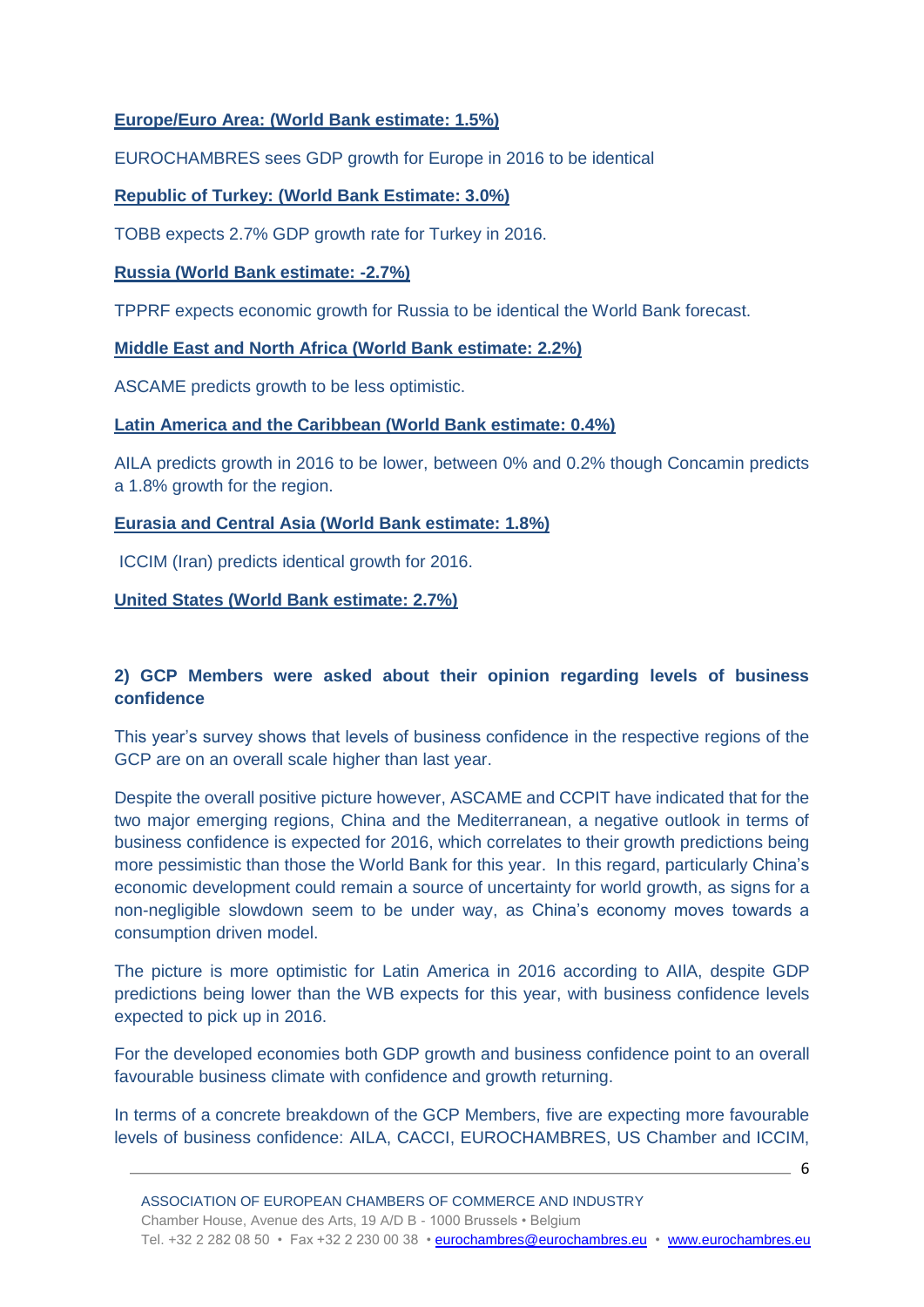**Europe/Euro Area: (World Bank estimate: 1.5%)**

EUROCHAMBRES sees GDP growth for Europe in 2016 to be identical

**Republic of Turkey: (World Bank Estimate: 3.0%)**

TOBB expects 2.7% GDP growth rate for Turkey in 2016.

**Russia (World Bank estimate: -2.7%)**

TPPRF expects economic growth for Russia to be identical the World Bank forecast.

**Middle East and North Africa (World Bank estimate: 2.2%)**

ASCAME predicts growth to be less optimistic.

**Latin America and the Caribbean (World Bank estimate: 0.4%)**

AILA predicts growth in 2016 to be lower, between 0% and 0.2% though Concamin predicts a 1.8% growth for the region.

**Eurasia and Central Asia (World Bank estimate: 1.8%)**

ICCIM (Iran) predicts identical growth for 2016.

**United States (World Bank estimate: 2.7%)**

**2) GCP Members were asked about their opinion regarding levels of business confidence**

This year's survey shows that levels of business confidence in the respective regions of the GCP are on an overall scale higher than last year.

Despite the overall positive picture however, ASCAME and CCPIT have indicated that for the two major emerging regions, China and the Mediterranean, a negative outlook in terms of business confidence is expected for 2016, which correlates to their growth predictions being more pessimistic than those the World Bank for this year. In this regard, particularly China's economic development could remain a source of uncertainty for world growth, as signs for a non-negligible slowdown seem to be under way, as China's economy moves towards a consumption driven model.

The picture is more optimistic for Latin America in 2016 according to AIIA, despite GDP predictions being lower than the WB expects for this year, with business confidence levels expected to pick up in 2016.

For the developed economies both GDP growth and business confidence point to an overall favourable business climate with confidence and growth returning.

In terms of a concrete breakdown of the GCP Members, five are expecting more favourable levels of business confidence: AILA, CACCI, EUROCHAMBRES, US Chamber and ICCIM,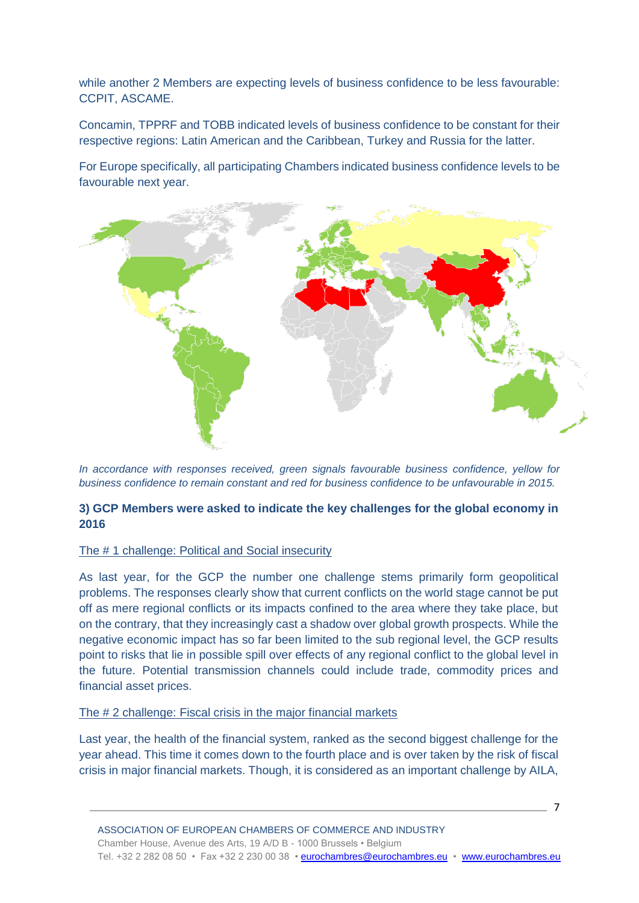while another 2 Members are expecting levels of business confidence to be less favourable: CCPIT, ASCAME.

Concamin, TPPRF and TOBB indicated levels of business confidence to be constant for their respective regions: Latin American and the Caribbean, Turkey and Russia for the latter.

For Europe specifically, all participating Chambers indicated business confidence levels to be favourable next year.

*In accordance with responses received, green signals favourable business confidence, yellow for business confidence to remain constant and red for business confidence to be unfavourable in 2015.*

**3) GCP Members were asked to indicate the key challenges for the global economy in 2016**

The # 1 challenge: Political and Social insecurity

As last year, for the GCP the number one challenge stems primarily form geopolitical problems. The responses clearly show that current conflicts on the world stage cannot be put off as mere regional conflicts or its impacts confined to the area where they take place, but on the contrary, that they increasingly cast a shadow over global growth prospects. While the negative economic impact has so far been limited to the sub regional level, the GCP results point to risks that lie in possible spill over effects of any regional conflict to the global level in the future. Potential transmission channels could include trade, commodity prices and financial asset prices.

The # 2 challenge: Fiscal crisis in the major financial markets

Last year, the health of the financial system, ranked as the second biggest challenge for the year ahead. This time it comes down to the fourth place and is over taken by the risk of fiscal crisis in major financial markets. Though, it is considered as an important challenge by AILA,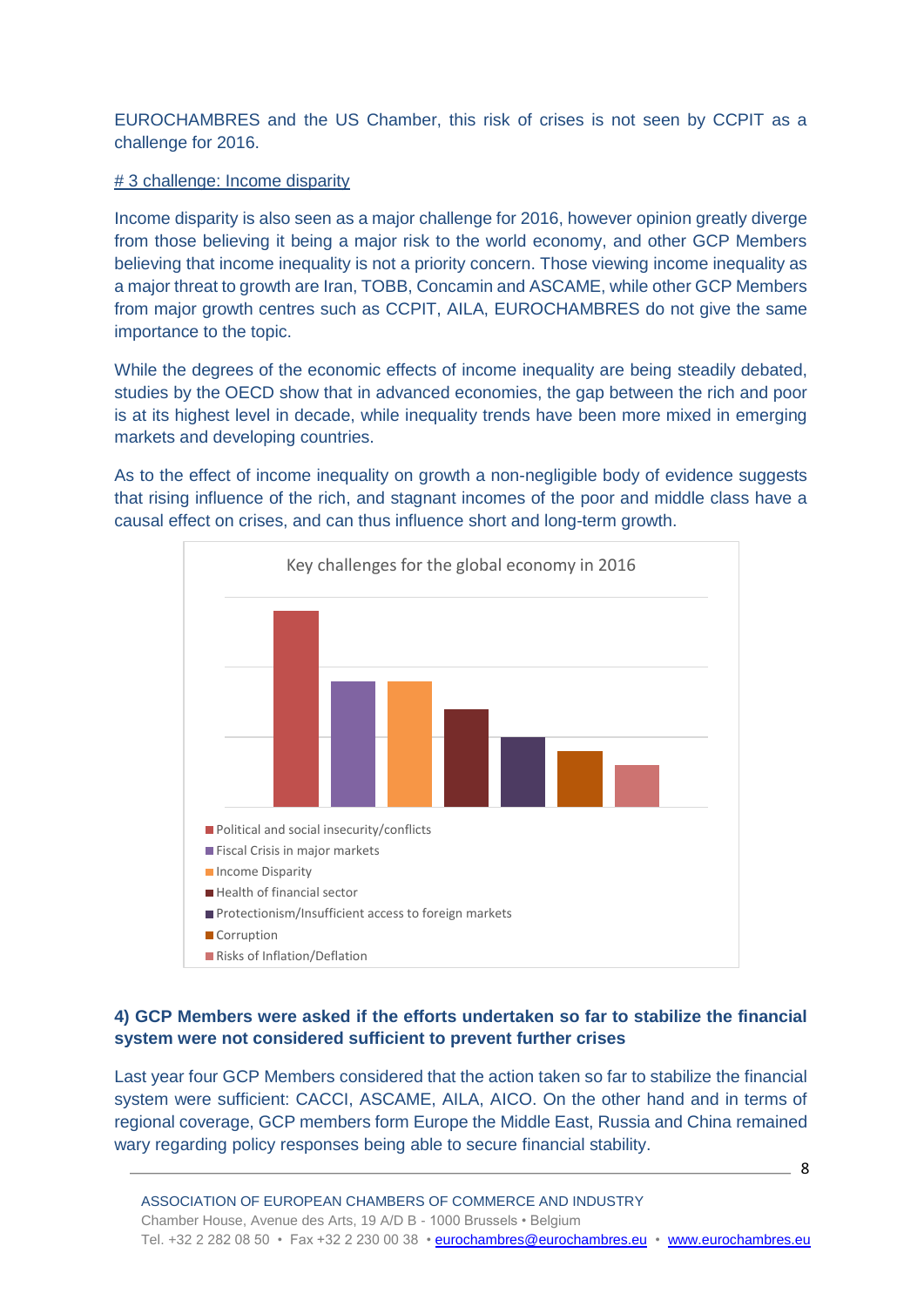EUROCHAMBRES and the US Chamber, this risk of crises is not seen by CCPIT as a challenge for 2016.

# 3 challenge: Income disparity

Income disparity is also seen as a major challenge for 2016, however opinion greatly diverge from those believing it being a major risk to the world economy, and other GCP Members believing that income inequality is not a priority concern. Those viewing income inequality as a major threat to growth are Iran, TOBB, Concamin and ASCAME, while other GCP Members from major growth centres such as CCPIT, AILA, EUROCHAMBRES do not give the same importance to the topic.

While the degrees of the economic effects of income inequality are being steadily debated, studies by the OECD show that in advanced economies, the gap between the rich and poor is at its highest level in decade, while inequality trends have been more mixed in emerging markets and developing countries.

As to the effect of income inequality on growth a non-negligible body of evidence suggests that rising influence of the rich, and stagnant incomes of the poor and middle class have a causal effect on crises, and can thus influence short and long-term growth.

Key challenges for the global economy in 2016

- Political and social insecurity/conflicts
- Fiscal Crisis in major markets
- Income Disparity
- Health of financial sector
- Protectionism/Insufficient access to foreign markets
- Corruption
- Risks of Inflation/Deflation

**4) GCP Members were asked if the efforts undertaken so far to stabilize the financial system were not considered sufficient to prevent further crises**

Last year four GCP Members considered that the action taken so far to stabilize the financial system were sufficient: CACCI, ASCAME, AILA, AICO. On the other hand and in terms of regional coverage, GCP members form Europe the Middle East, Russia and China remained wary regarding policy responses being able to secure financial stability.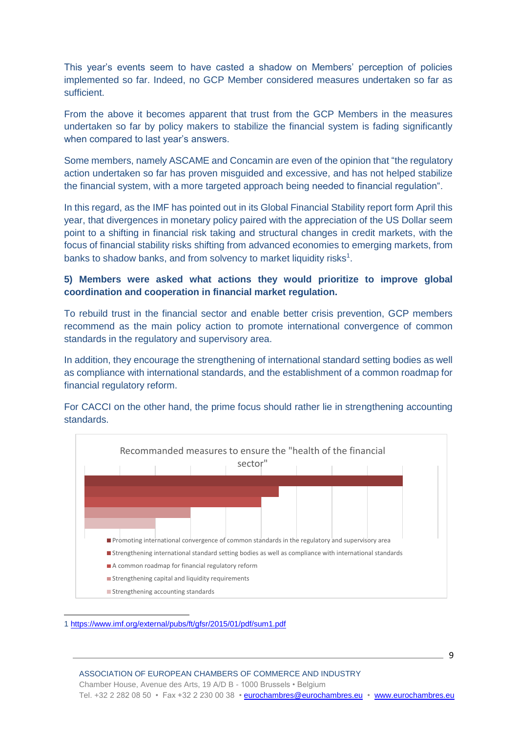This year's events seem to have casted a shadow on Members' perception of policies implemented so far. Indeed, no GCP Member considered measures undertaken so far as sufficient.

From the above it becomes apparent that trust from the GCP Members in the measures undertaken so far by policy makers to stabilize the financial system is fading significantly when compared to last year's answers.

Some members, namely ASCAME and Concamin are even of the opinion that "the regulatory action undertaken so far has proven misguided and excessive, and has not helped stabilize the financial system, with a more targeted approach being needed to financial regulation".

In this regard, as the IMF has pointed out in its Global Financial Stability report form April this year, that divergences in monetary policy paired with the appreciation of the US Dollar seem point to a shifting in financial risk taking and structural changes in credit markets, with the focus of financial stability risks shifting from advanced economies to emerging markets, from banks to shadow banks, and from solvency to market liquidity risks[1].

**5) Members were asked what actions they would prioritize to improve global coordination and cooperation in financial market regulation.**

To rebuild trust in the financial sector and enable better crisis prevention, GCP members recommend as the main policy action to promote international convergence of common standards in the regulatory and supervisory area.

In addition, they encourage the strengthening of international standard setting bodies as well as compliance with international standards, and the establishment of a common roadmap for financial regulatory reform.

For CACCI on the other hand, the prime focus should rather lie in strengthening accounting standards.

Recommanded measures to ensure the "health of the financial sector"

- Promoting international convergence of common standards in the regulatory and supervisory area
- Strengthening international standard setting bodies as well as compliance with international standards
- A common roadmap for financial regulatory reform
- Strengthening capital and liquidity requirements
- Strengthening accounting standards

1 https://www.imf.org/external/pubs/ft/gfsr/2015/01/pdf/sum1.pdf

ASSOCIATION OF EUROPEAN CHAMBERS OF COMMERCE AND INDUSTRY
Chamber House, Avenue des Arts, 19 A/D B - 1000 Brussels • Belgium
Tel. +32 2 282 08 50 • Fax +32 2 230 00 38 • eurochambres@eurochambres.eu • www.eurochambres.eu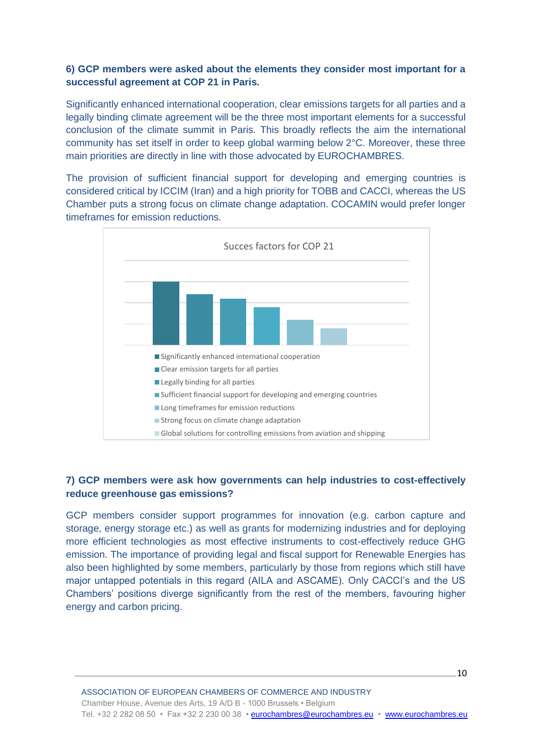**6) GCP members were asked about the elements they consider most important for a successful agreement at COP 21 in Paris.**

Significantly enhanced international cooperation, clear emissions targets for all parties and a legally binding climate agreement will be the three most important elements for a successful conclusion of the climate summit in Paris. This broadly reflects the aim the international community has set itself in order to keep global warming below 2°C. Moreover, these three main priorities are directly in line with those advocated by EUROCHAMBRES.

The provision of sufficient financial support for developing and emerging countries is considered critical by ICCIM (Iran) and a high priority for TOBB and CACCI, whereas the US Chamber puts a strong focus on climate change adaptation. COCAMIN would prefer longer timeframes for emission reductions.

Succes factors for COP 21

- Significantly enhanced international cooperation
- Clear emission targets for all parties
- Legally binding for all parties
- Sufficient financial support for developing and emerging countries
- Long timeframes for emission reductions
- Strong focus on climate change adaptation
- Global solutions for controlling emissions from aviation and shipping

**7) GCP members were ask how governments can help industries to cost-effectively reduce greenhouse gas emissions?**

GCP members consider support programmes for innovation (e.g. carbon capture and storage, energy storage etc.) as well as grants for modernizing industries and for deploying more efficient technologies as most effective instruments to cost-effectively reduce GHG emission. The importance of providing legal and fiscal support for Renewable Energies has also been highlighted by some members, particularly by those from regions which still have major untapped potentials in this regard (AILA and ASCAME). Only CACCI's and the US Chambers' positions diverge significantly from the rest of the members, favouring higher energy and carbon pricing.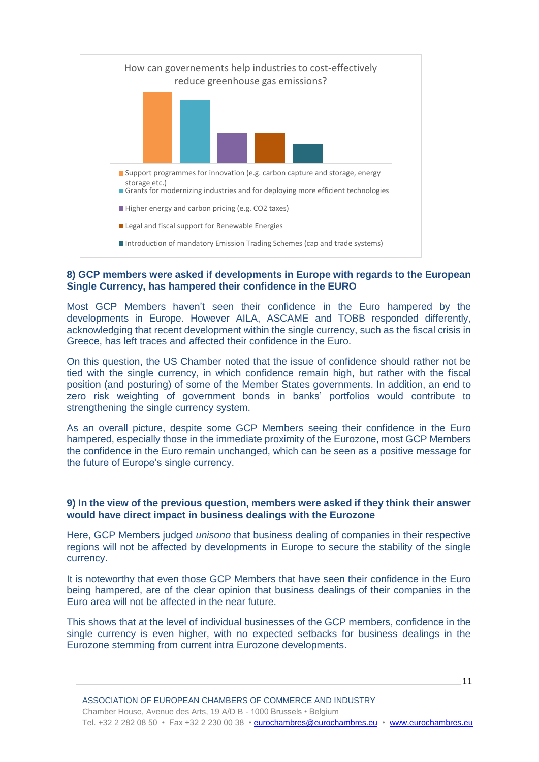How can governements help industries to cost-effectively reduce greenhouse gas emissions?

- Support programmes for innovation (e.g. carbon capture and storage, energy storage etc.)
- Grants for modernizing industries and for deploying more efficient technologies
- Higher energy and carbon pricing (e.g. CO2 taxes)
- Legal and fiscal support for Renewable Energies
- Introduction of mandatory Emission Trading Schemes (cap and trade systems)

**8) GCP members were asked if developments in Europe with regards to the European Single Currency, has hampered their confidence in the EURO**

Most GCP Members haven't seen their confidence in the Euro hampered by the developments in Europe. However AILA, ASCAME and TOBB responded differently, acknowledging that recent development within the single currency, such as the fiscal crisis in Greece, has left traces and affected their confidence in the Euro.

On this question, the US Chamber noted that the issue of confidence should rather not be tied with the single currency, in which confidence remain high, but rather with the fiscal position (and posturing) of some of the Member States governments. In addition, an end to zero risk weighting of government bonds in banks' portfolios would contribute to strengthening the single currency system.

As an overall picture, despite some GCP Members seeing their confidence in the Euro hampered, especially those in the immediate proximity of the Eurozone, most GCP Members the confidence in the Euro remain unchanged, which can be seen as a positive message for the future of Europe's single currency.

**9) In the view of the previous question, members were asked if they think their answer would have direct impact in business dealings with the Eurozone**

Here, GCP Members judged *unisono* that business dealing of companies in their respective regions will not be affected by developments in Europe to secure the stability of the single currency.

It is noteworthy that even those GCP Members that have seen their confidence in the Euro being hampered, are of the clear opinion that business dealings of their companies in the Euro area will not be affected in the near future.

This shows that at the level of individual businesses of the GCP members, confidence in the single currency is even higher, with no expected setbacks for business dealings in the Eurozone stemming from current intra Eurozone developments.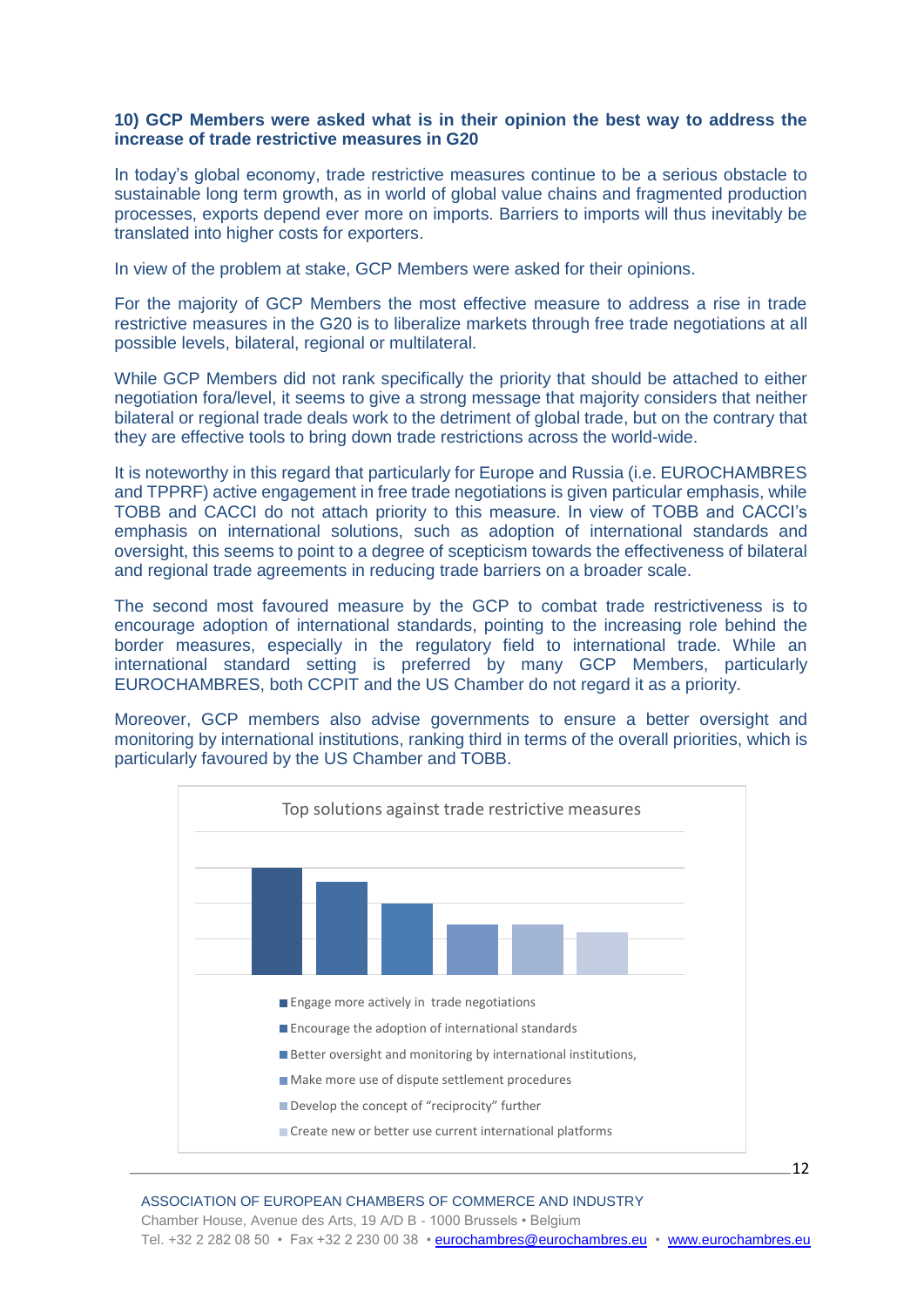**10) GCP Members were asked what is in their opinion the best way to address the increase of trade restrictive measures in G20**

In today's global economy, trade restrictive measures continue to be a serious obstacle to sustainable long term growth, as in world of global value chains and fragmented production processes, exports depend ever more on imports. Barriers to imports will thus inevitably be translated into higher costs for exporters.

In view of the problem at stake, GCP Members were asked for their opinions.

For the majority of GCP Members the most effective measure to address a rise in trade restrictive measures in the G20 is to liberalize markets through free trade negotiations at all possible levels, bilateral, regional or multilateral.

While GCP Members did not rank specifically the priority that should be attached to either negotiation fora/level, it seems to give a strong message that majority considers that neither bilateral or regional trade deals work to the detriment of global trade, but on the contrary that they are effective tools to bring down trade restrictions across the world-wide.

It is noteworthy in this regard that particularly for Europe and Russia (i.e. EUROCHAMBRES and TPPRF) active engagement in free trade negotiations is given particular emphasis, while TOBB and CACCI do not attach priority to this measure. In view of TOBB and CACCI's emphasis on international solutions, such as adoption of international standards and oversight, this seems to point to a degree of scepticism towards the effectiveness of bilateral and regional trade agreements in reducing trade barriers on a broader scale.

The second most favoured measure by the GCP to combat trade restrictiveness is to encourage adoption of international standards, pointing to the increasing role behind the border measures, especially in the regulatory field to international trade. While an international standard setting is preferred by many GCP Members, particularly EUROCHAMBRES, both CCPIT and the US Chamber do not regard it as a priority.

Moreover, GCP members also advise governments to ensure a better oversight and monitoring by international institutions, ranking third in terms of the overall priorities, which is particularly favoured by the US Chamber and TOBB.

Top solutions against trade restrictive measures

- Engage more actively in trade negotiations
- Encourage the adoption of international standards
- Better oversight and monitoring by international institutions,
- Make more use of dispute settlement procedures
- Develop the concept of "reciprocity" further
- Create new or better use current international platforms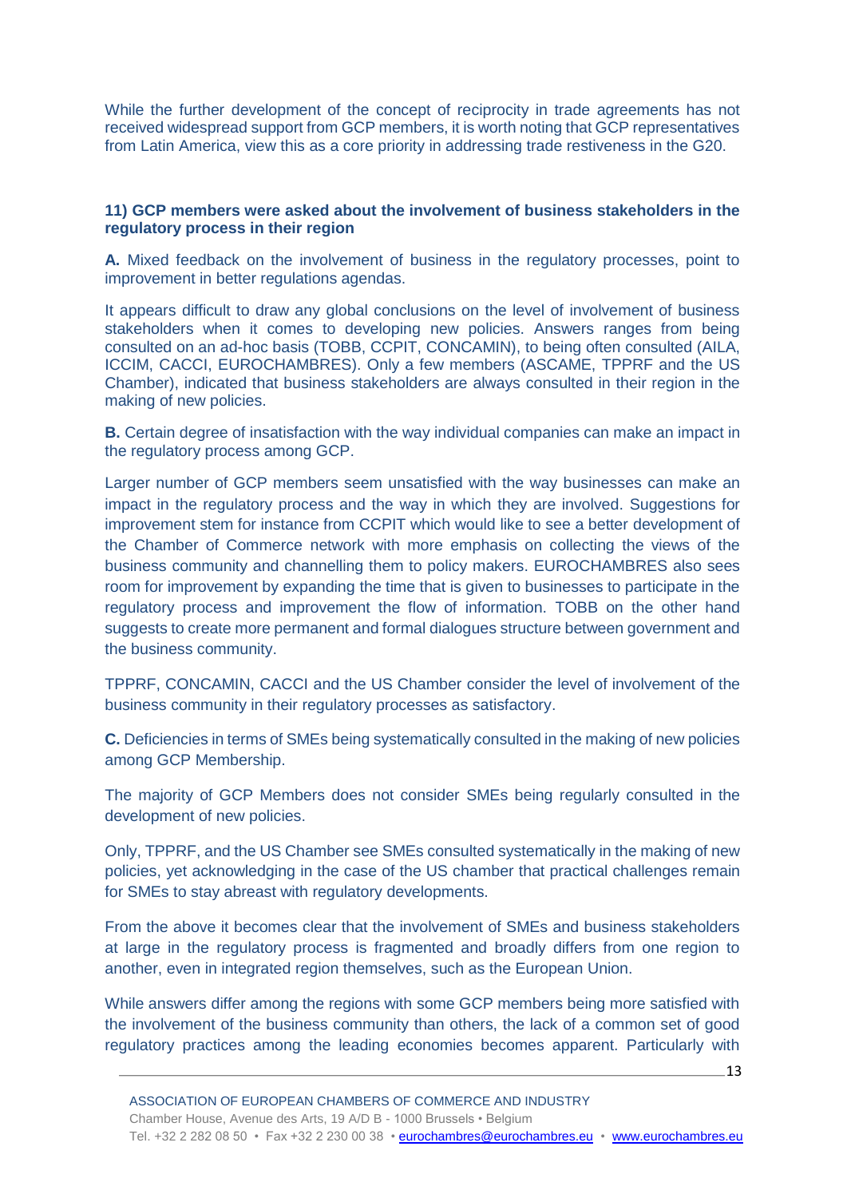While the further development of the concept of reciprocity in trade agreements has not received widespread support from GCP members, it is worth noting that GCP representatives from Latin America, view this as a core priority in addressing trade restiveness in the G20.

**11) GCP members were asked about the involvement of business stakeholders in the regulatory process in their region**

**A.** Mixed feedback on the involvement of business in the regulatory processes, point to improvement in better regulations agendas.

It appears difficult to draw any global conclusions on the level of involvement of business stakeholders when it comes to developing new policies. Answers ranges from being consulted on an ad-hoc basis (TOBB, CCPIT, CONCAMIN), to being often consulted (AILA, ICCIM, CACCI, EUROCHAMBRES). Only a few members (ASCAME, TPPRF and the US Chamber), indicated that business stakeholders are always consulted in their region in the making of new policies.

**B.** Certain degree of insatisfaction with the way individual companies can make an impact in the regulatory process among GCP.

Larger number of GCP members seem unsatisfied with the way businesses can make an impact in the regulatory process and the way in which they are involved. Suggestions for improvement stem for instance from CCPIT which would like to see a better development of the Chamber of Commerce network with more emphasis on collecting the views of the business community and channelling them to policy makers. EUROCHAMBRES also sees room for improvement by expanding the time that is given to businesses to participate in the regulatory process and improvement the flow of information. TOBB on the other hand suggests to create more permanent and formal dialogues structure between government and the business community.

TPPRF, CONCAMIN, CACCI and the US Chamber consider the level of involvement of the business community in their regulatory processes as satisfactory.

**C.** Deficiencies in terms of SMEs being systematically consulted in the making of new policies among GCP Membership.

The majority of GCP Members does not consider SMEs being regularly consulted in the development of new policies.

Only, TPPRF, and the US Chamber see SMEs consulted systematically in the making of new policies, yet acknowledging in the case of the US chamber that practical challenges remain for SMEs to stay abreast with regulatory developments.

From the above it becomes clear that the involvement of SMEs and business stakeholders at large in the regulatory process is fragmented and broadly differs from one region to another, even in integrated region themselves, such as the European Union.

While answers differ among the regions with some GCP members being more satisfied with the involvement of the business community than others, the lack of a common set of good regulatory practices among the leading economies becomes apparent. Particularly with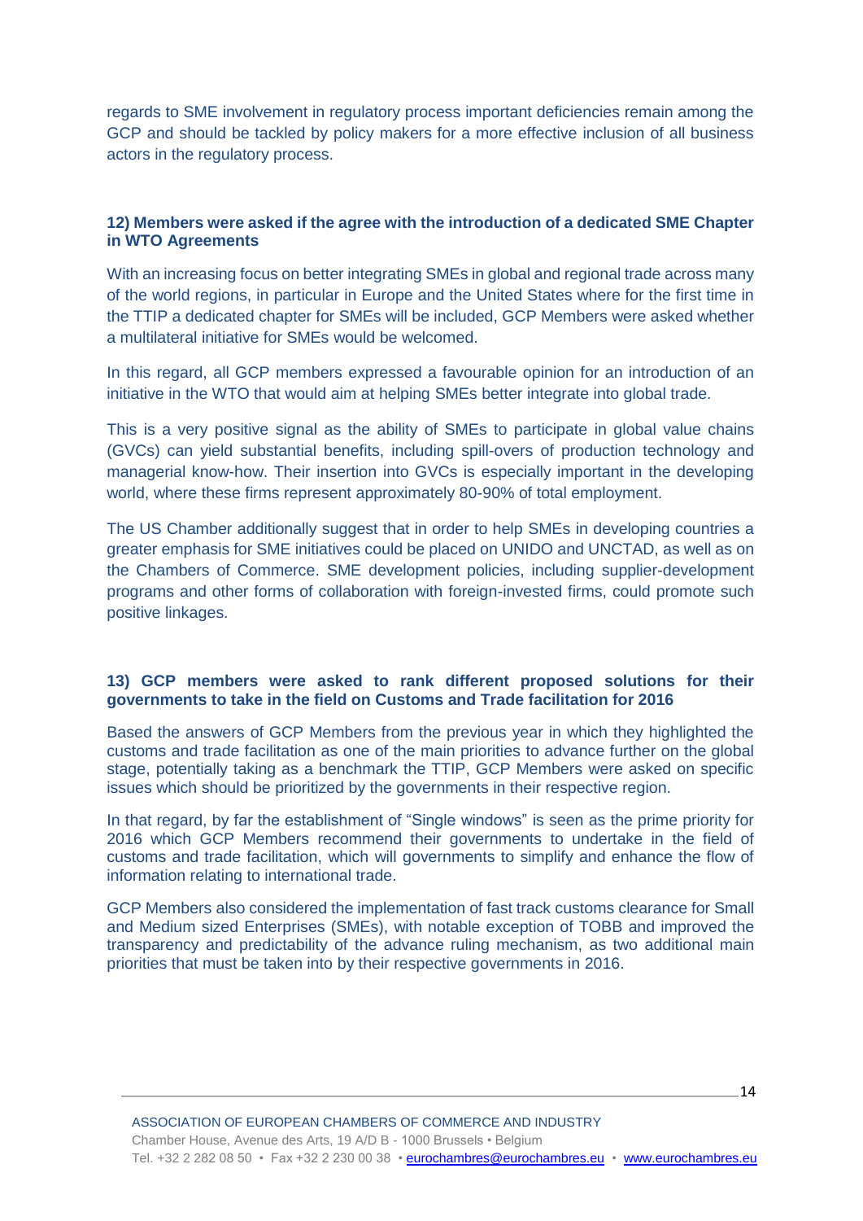regards to SME involvement in regulatory process important deficiencies remain among the GCP and should be tackled by policy makers for a more effective inclusion of all business actors in the regulatory process.

### 12) Members were asked if the agree with the introduction of a dedicated SME Chapter in WTO Agreements

With an increasing focus on better integrating SMEs in global and regional trade across many of the world regions, in particular in Europe and the United States where for the first time in the TTIP a dedicated chapter for SMEs will be included, GCP Members were asked whether a multilateral initiative for SMEs would be welcomed.

In this regard, all GCP members expressed a favourable opinion for an introduction of an initiative in the WTO that would aim at helping SMEs better integrate into global trade.

This is a very positive signal as the ability of SMEs to participate in global value chains (GVCs) can yield substantial benefits, including spill-overs of production technology and managerial know-how. Their insertion into GVCs is especially important in the developing world, where these firms represent approximately 80-90% of total employment.

The US Chamber additionally suggest that in order to help SMEs in developing countries a greater emphasis for SME initiatives could be placed on UNIDO and UNCTAD, as well as on the Chambers of Commerce. SME development policies, including supplier-development programs and other forms of collaboration with foreign-invested firms, could promote such positive linkages.

### 13) GCP members were asked to rank different proposed solutions for their governments to take in the field on Customs and Trade facilitation for 2016

Based the answers of GCP Members from the previous year in which they highlighted the customs and trade facilitation as one of the main priorities to advance further on the global stage, potentially taking as a benchmark the TTIP, GCP Members were asked on specific issues which should be prioritized by the governments in their respective region.

In that regard, by far the establishment of "Single windows" is seen as the prime priority for 2016 which GCP Members recommend their governments to undertake in the field of customs and trade facilitation, which will governments to simplify and enhance the flow of information relating to international trade.

GCP Members also considered the implementation of fast track customs clearance for Small and Medium sized Enterprises (SMEs), with notable exception of TOBB and improved the transparency and predictability of the advance ruling mechanism, as two additional main priorities that must be taken into by their respective governments in 2016.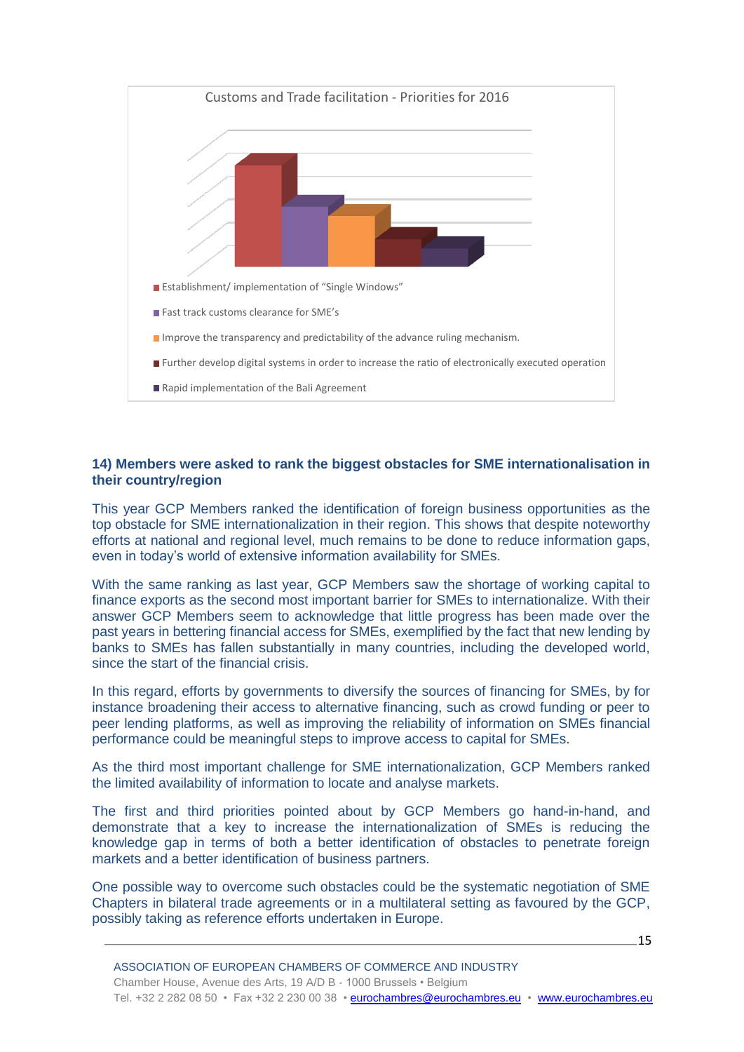Customs and Trade facilitation - Priorities for 2016

- Establishment/ implementation of "Single Windows"
- Fast track customs clearance for SME's
- Improve the transparency and predictability of the advance ruling mechanism.
- Further develop digital systems in order to increase the ratio of electronically executed operation
- Rapid implementation of the Bali Agreement

**14) Members were asked to rank the biggest obstacles for SME internationalisation in their country/region**

This year GCP Members ranked the identification of foreign business opportunities as the top obstacle for SME internationalization in their region. This shows that despite noteworthy efforts at national and regional level, much remains to be done to reduce information gaps, even in today's world of extensive information availability for SMEs.

With the same ranking as last year, GCP Members saw the shortage of working capital to finance exports as the second most important barrier for SMEs to internationalize. With their answer GCP Members seem to acknowledge that little progress has been made over the past years in bettering financial access for SMEs, exemplified by the fact that new lending by banks to SMEs has fallen substantially in many countries, including the developed world, since the start of the financial crisis.

In this regard, efforts by governments to diversify the sources of financing for SMEs, by for instance broadening their access to alternative financing, such as crowd funding or peer to peer lending platforms, as well as improving the reliability of information on SMEs financial performance could be meaningful steps to improve access to capital for SMEs.

As the third most important challenge for SME internationalization, GCP Members ranked the limited availability of information to locate and analyse markets.

The first and third priorities pointed about by GCP Members go hand-in-hand, and demonstrate that a key to increase the internationalization of SMEs is reducing the knowledge gap in terms of both a better identification of obstacles to penetrate foreign markets and a better identification of business partners.

One possible way to overcome such obstacles could be the systematic negotiation of SME Chapters in bilateral trade agreements or in a multilateral setting as favoured by the GCP, possibly taking as reference efforts undertaken in Europe.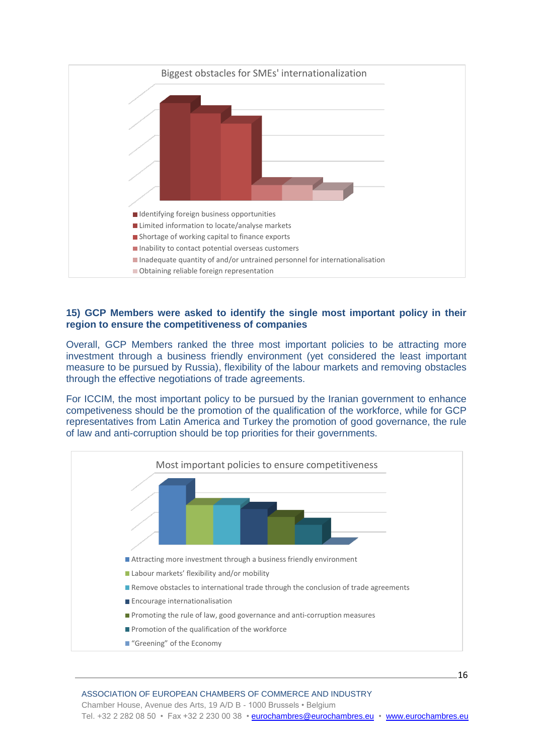Biggest obstacles for SMEs' internationalization

- Identifying foreign business opportunities
- Limited information to locate/analyse markets
- Shortage of working capital to finance exports
- Inability to contact potential overseas customers
- Inadequate quantity of and/or untrained personnel for internationalisation
- Obtaining reliable foreign representation

**15) GCP Members were asked to identify the single most important policy in their region to ensure the competitiveness of companies**

Overall, GCP Members ranked the three most important policies to be attracting more investment through a business friendly environment (yet considered the least important measure to be pursued by Russia), flexibility of the labour markets and removing obstacles through the effective negotiations of trade agreements.

For ICCIM, the most important policy to be pursued by the Iranian government to enhance competiveness should be the promotion of the qualification of the workforce, while for GCP representatives from Latin America and Turkey the promotion of good governance, the rule of law and anti-corruption should be top priorities for their governments.

Most important policies to ensure competitiveness

- Attracting more investment through a business friendly environment
- Labour markets' flexibility and/or mobility
- Remove obstacles to international trade through the conclusion of trade agreements
- Encourage internationalisation
- Promoting the rule of law, good governance and anti-corruption measures
- Promotion of the qualification of the workforce
- "Greening" of the Economy

ASSOCIATION OF EUROPEAN CHAMBERS OF COMMERCE AND INDUSTRY
Chamber House, Avenue des Arts, 19 A/D B - 1000 Brussels • Belgium
Tel. +32 2 282 08 50 • Fax +32 2 230 00 38 • eurochambres@eurochambres.eu • www.eurochambres.eu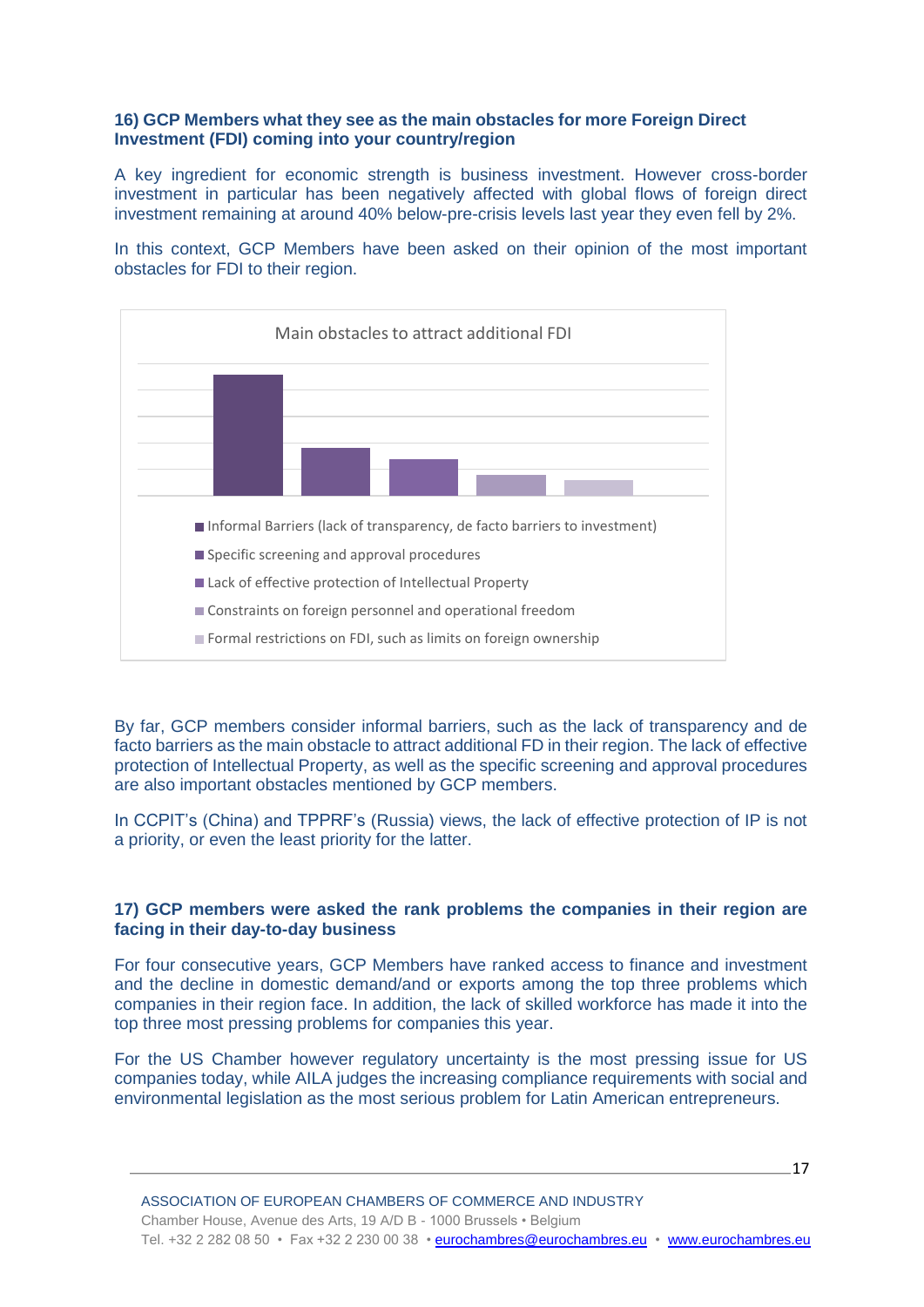### 16) GCP Members what they see as the main obstacles for more Foreign Direct Investment (FDI) coming into your country/region

A key ingredient for economic strength is business investment. However cross-border investment in particular has been negatively affected with global flows of foreign direct investment remaining at around 40% below-pre-crisis levels last year they even fell by 2%.

In this context, GCP Members have been asked on their opinion of the most important obstacles for FDI to their region.

Main obstacles to attract additional FDI

- Informal Barriers (lack of transparency, de facto barriers to investment)
- Specific screening and approval procedures
- Lack of effective protection of Intellectual Property
- Constraints on foreign personnel and operational freedom
- Formal restrictions on FDI, such as limits on foreign ownership

By far, GCP members consider informal barriers, such as the lack of transparency and de facto barriers as the main obstacle to attract additional FD in their region. The lack of effective protection of Intellectual Property, as well as the specific screening and approval procedures are also important obstacles mentioned by GCP members.

In CCPIT's (China) and TPPRF's (Russia) views, the lack of effective protection of IP is not a priority, or even the least priority for the latter.

### 17) GCP members were asked the rank problems the companies in their region are facing in their day-to-day business

For four consecutive years, GCP Members have ranked access to finance and investment and the decline in domestic demand/and or exports among the top three problems which companies in their region face. In addition, the lack of skilled workforce has made it into the top three most pressing problems for companies this year.

For the US Chamber however regulatory uncertainty is the most pressing issue for US companies today, while AILA judges the increasing compliance requirements with social and environmental legislation as the most serious problem for Latin American entrepreneurs.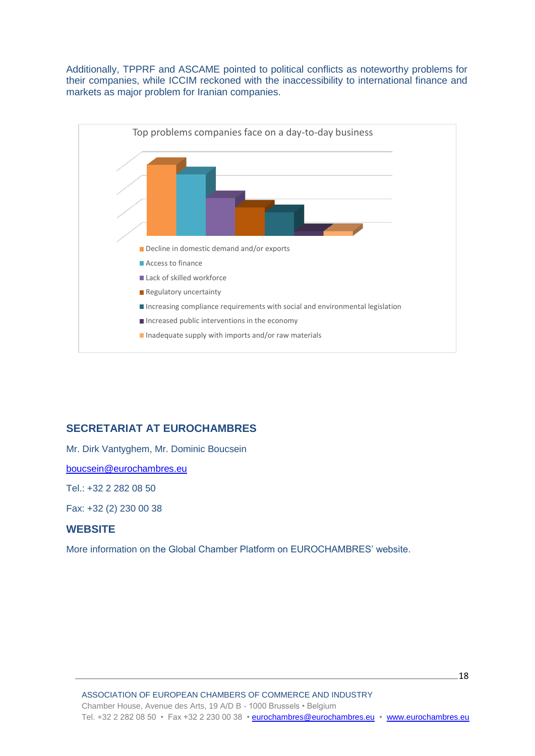Additionally, TPPRF and ASCAME pointed to political conflicts as noteworthy problems for their companies, while ICCIM reckoned with the inaccessibility to international finance and markets as major problem for Iranian companies.

Top problems companies face on a day-to-day business

- Decline in domestic demand and/or exports
- Access to finance
- Lack of skilled workforce
- Regulatory uncertainty
- Increasing compliance requirements with social and environmental legislation
- Increased public interventions in the economy
- Inadequate supply with imports and/or raw materials

## SECRETARIAT AT EUROCHAMBRES

Mr. Dirk Vantyghem, Mr. Dominic Boucsein

boucsein@eurochambres.eu

Tel.: +32 2 282 08 50

Fax: +32 (2) 230 00 38

## WEBSITE

More information on the Global Chamber Platform on EUROCHAMBRES' website.

ASSOCIATION OF EUROPEAN CHAMBERS OF COMMERCE AND INDUSTRY
Chamber House, Avenue des Arts, 19 A/D B - 1000 Brussels • Belgium
Tel. +32 2 282 08 50 • Fax +32 2 230 00 38 • eurochambres@eurochambres.eu • www.eurochambres.eu